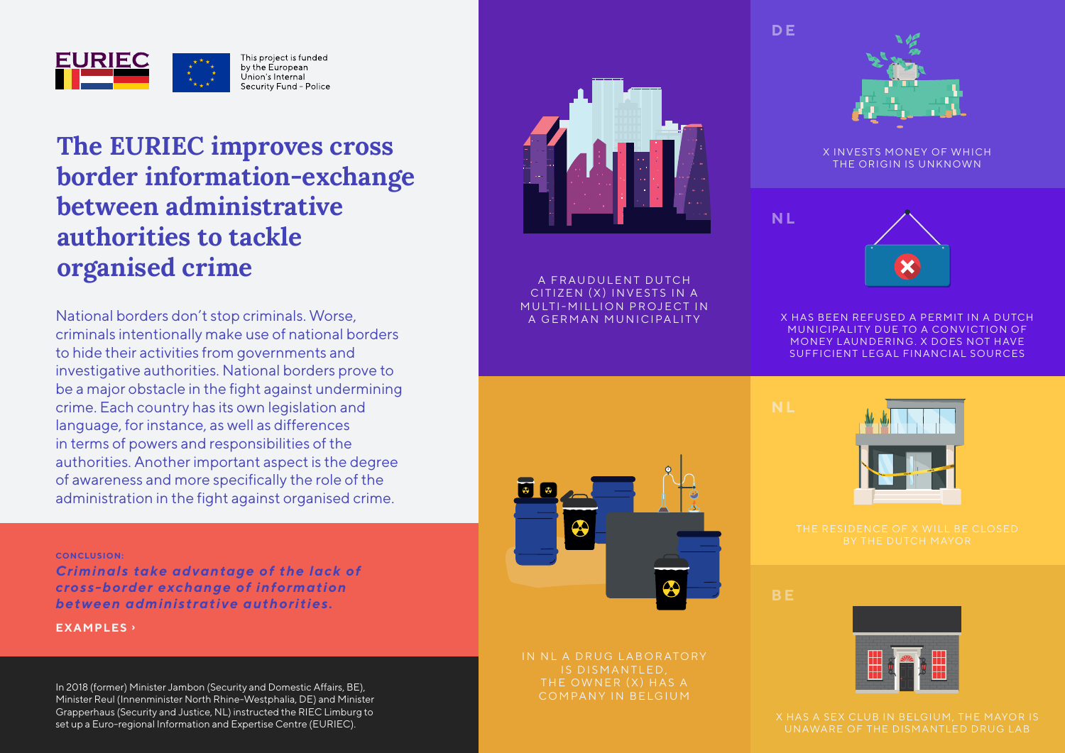EURIEC

This project is funded by the European Union's Internal Security Fund - Police

# The EURIEC improves cross border information-exchange between administrative authorities to tackle organised crime

National borders don't stop criminals. Worse, criminals intentionally make use of national borders to hide their activities from governments and investigative authorities. National borders prove to be a major obstacle in the fight against undermining crime. Each country has its own legislation and language, for instance, as well as differences in terms of powers and responsibilities of the authorities. Another important aspect is the degree of awareness and more specifically the role of the administration in the fight against organised crime.

**CONCLUSION:**

***Criminals take advantage of the lack of cross-border exchange of information between administrative authorities.***

**EXAMPLES ›**

In 2018 (former) Minister Jambon (Security and Domestic Affairs, BE), Minister Reul (Innenminister North Rhine-Westphalia, DE) and Minister Grapperhaus (Security and Justice, NL) instructed the RIEC Limburg to set up a Euro-regional Information and Expertise Centre (EURIEC).

A FRAUDULENT DUTCH CITIZEN (X) INVESTS IN A MULTI-MILLION PROJECT IN A GERMAN MUNICIPALITY

**DE**

X INVESTS MONEY OF WHICH THE ORIGIN IS UNKNOWN

**NL**

X HAS BEEN REFUSED A PERMIT IN A DUTCH MUNICIPALITY DUE TO A CONVICTION OF MONEY LAUNDERING. X DOES NOT HAVE SUFFICIENT LEGAL FINANCIAL SOURCES

IN NL A DRUG LABORATORY IS DISMANTLED, THE OWNER (X) HAS A COMPANY IN BELGIUM

**NL**

THE RESIDENCE OF X WILL BE CLOSED BY THE DUTCH MAYOR

**BE**

X HAS A SEX CLUB IN BELGIUM, THE MAYOR IS UNAWARE OF THE DISMANTLED DRUG LAB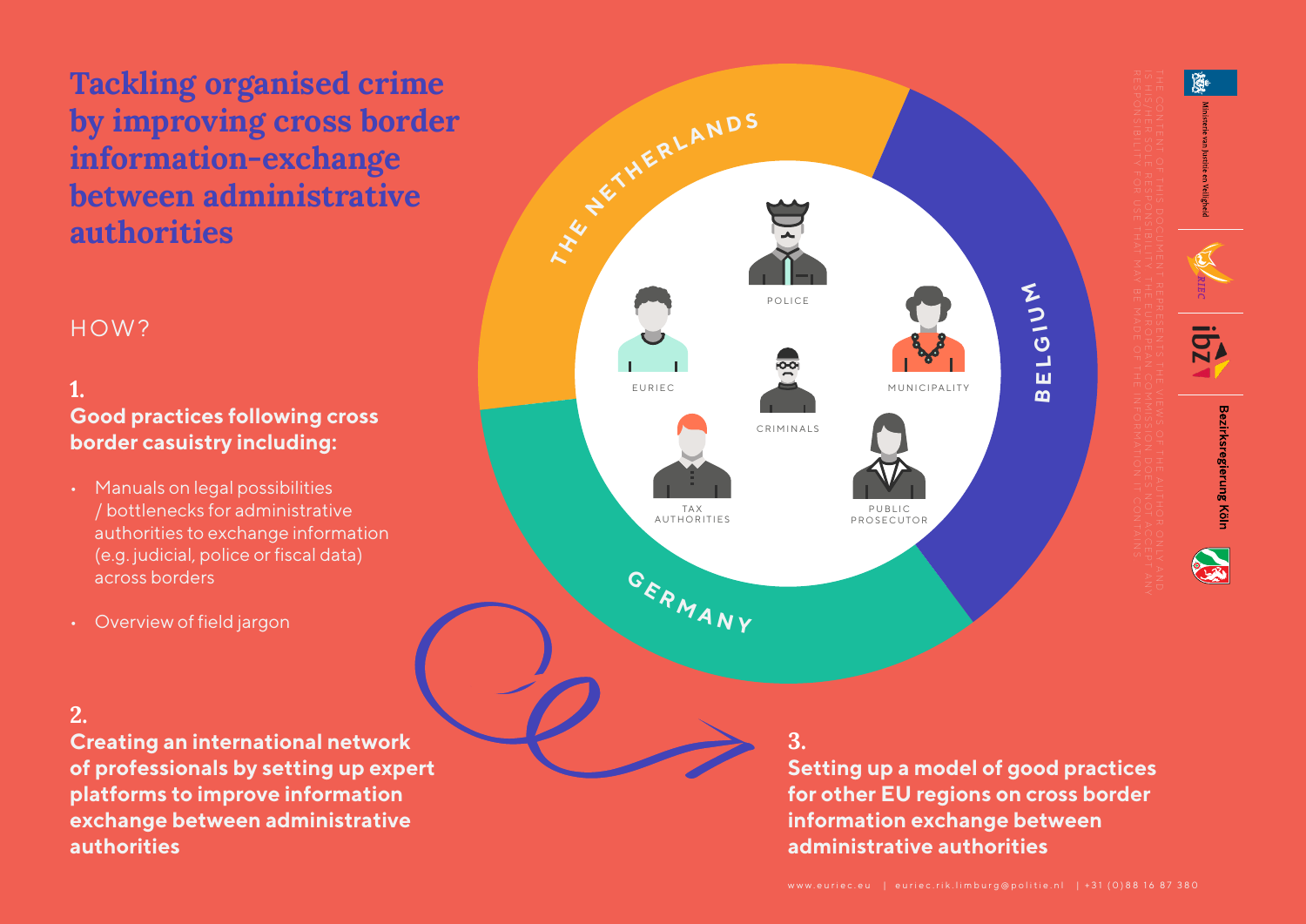# Tackling organised crime by improving cross border information-exchange between administrative authorities

HOW?

**1.**
**Good practices following cross border casuistry including:**

- Manuals on legal possibilities / bottlenecks for administrative authorities to exchange information (e.g. judicial, police or fiscal data) across borders
- Overview of field jargon

**2.**
**Creating an international network of professionals by setting up expert platforms to improve information exchange between administrative authorities**

**3.**
**Setting up a model of good practices for other EU regions on cross border information exchange between administrative authorities**

THE NETHERLANDS

BELGIUM

GERMANY

POLICE

EURIEC

MUNICIPALITY

CRIMINALS

TAX AUTHORITIES

PUBLIC PROSECUTOR

THE CONTENT OF THIS DOCUMENT REPRESENTS THE VIEWS OF THE AUTHOR ONLY AND IS HIS/HER SOLE RESPONSIBILITY. THE EUROPEAN COMMISSION DOES NOT ACCEPT ANY RESPONSIBILITY FOR USE THAT MAY BE MADE OF THE INFORMATION IT CONTAINS

Ministerie van Justitie en Veiligheid

RIEC

ibz

Bezirksregierung Köln

www.euriec.eu | euriec.rik.limburg@politie.nl | +31 (0)88 16 87 380